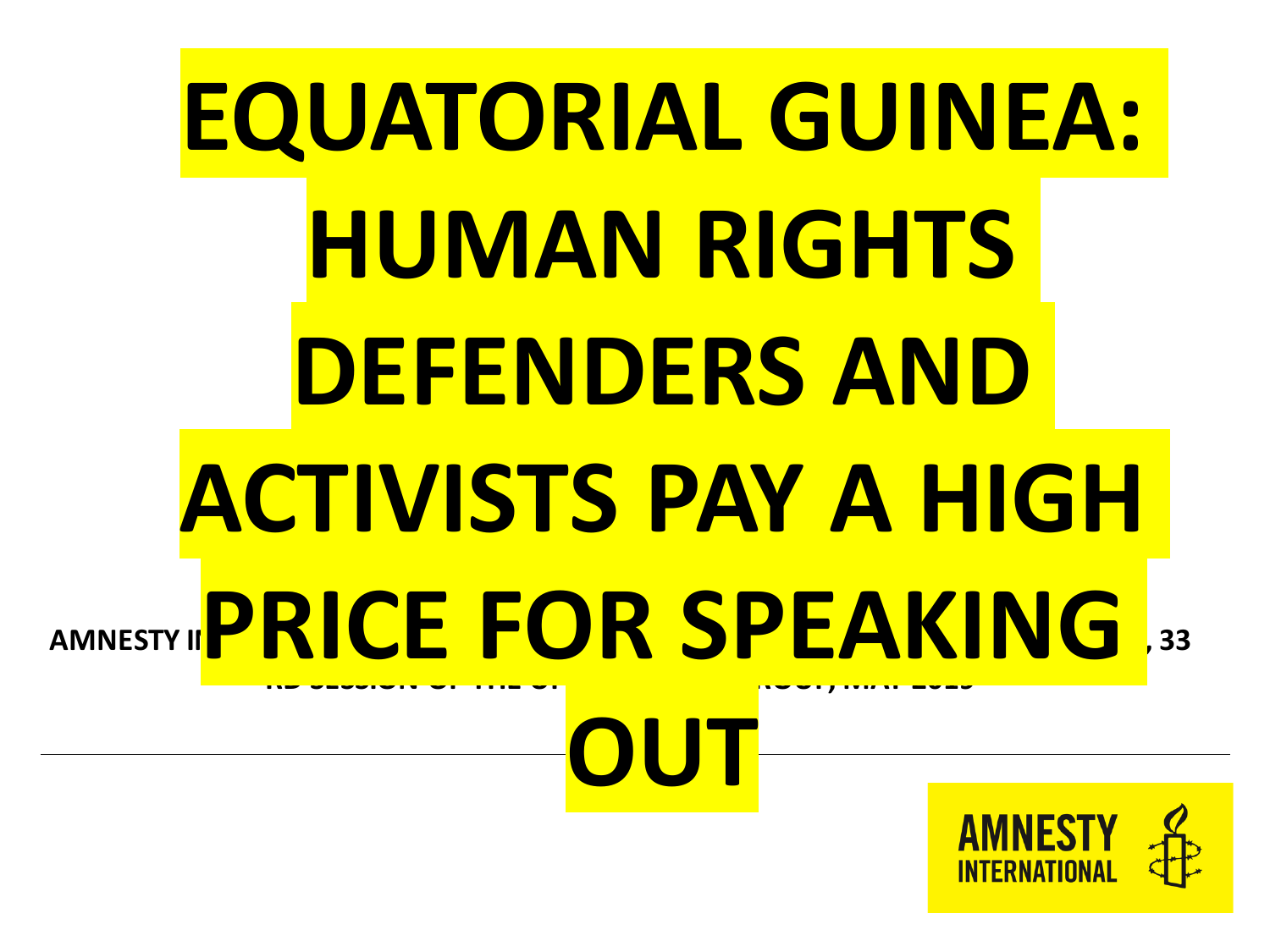# EQUATORIAL GUINEA: HUMAN RIGHTS DEFENDERS AND ACTIVISTS PAY A HIGH PRICE FOR SPEAKING OUT

**AMNESTY IN... , 33 RD SESSION OF THE U... ROUP, MAY 2019**

AMNESTY INTERNATIONAL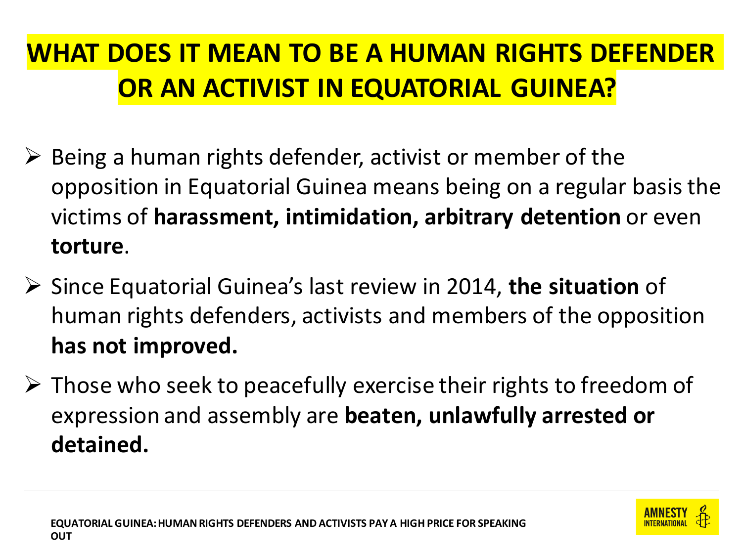# WHAT DOES IT MEAN TO BE A HUMAN RIGHTS DEFENDER OR AN ACTIVIST IN EQUATORIAL GUINEA?

- Being a human rights defender, activist or member of the opposition in Equatorial Guinea means being on a regular basis the victims of **harassment, intimidation, arbitrary detention** or even **torture**.
- Since Equatorial Guinea's last review in 2014, **the situation** of human rights defenders, activists and members of the opposition **has not improved.**
- Those who seek to peacefully exercise their rights to freedom of expression and assembly are **beaten, unlawfully arrested or detained.**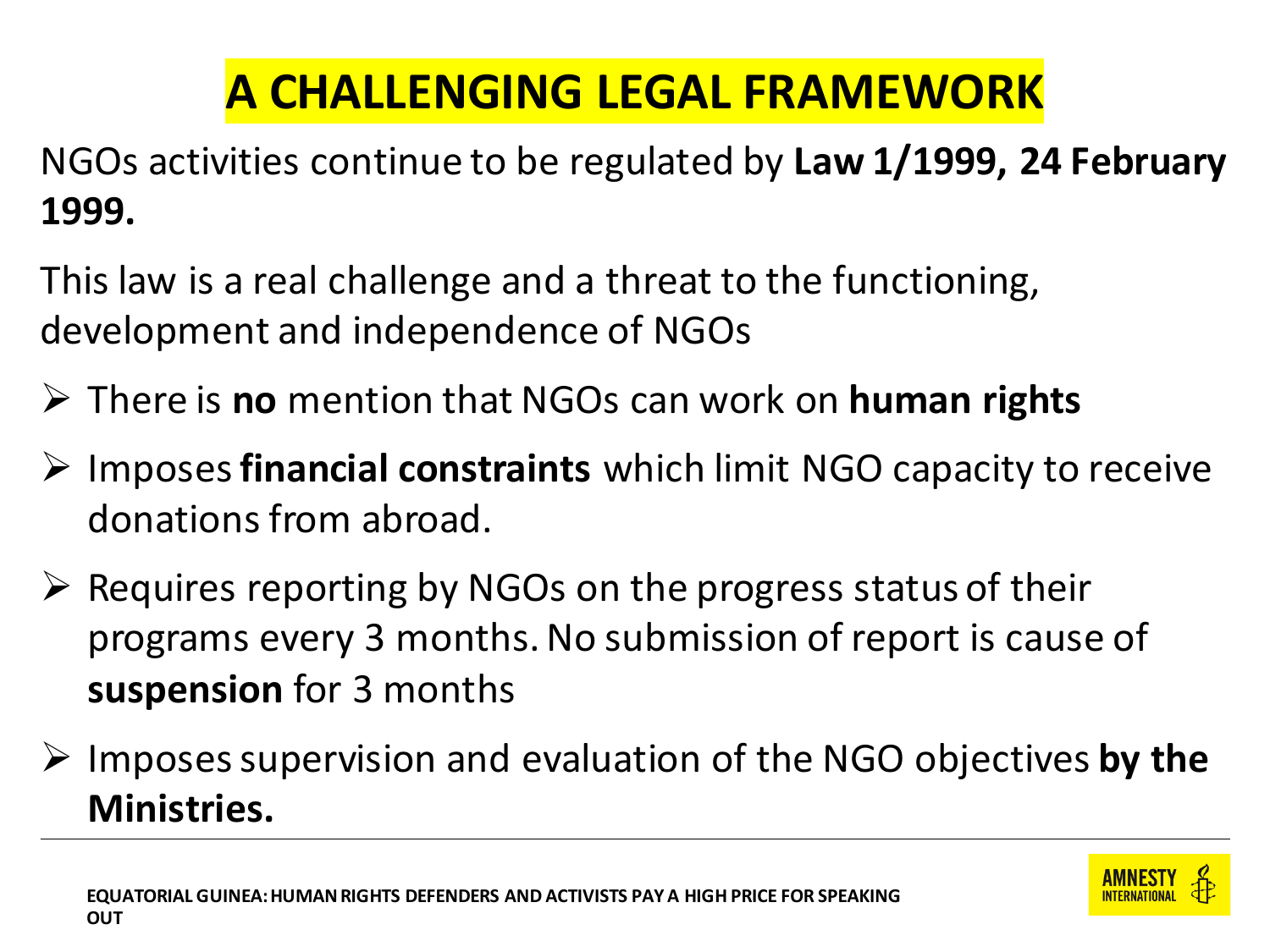# A CHALLENGING LEGAL FRAMEWORK

NGOs activities continue to be regulated by **Law 1/1999, 24 February 1999.**

This law is a real challenge and a threat to the functioning, development and independence of NGOs

- There is **no** mention that NGOs can work on **human rights**
- Imposes **financial constraints** which limit NGO capacity to receive donations from abroad.
- Requires reporting by NGOs on the progress status of their programs every 3 months. No submission of report is cause of **suspension** for 3 months
- Imposes supervision and evaluation of the NGO objectives **by the Ministries.**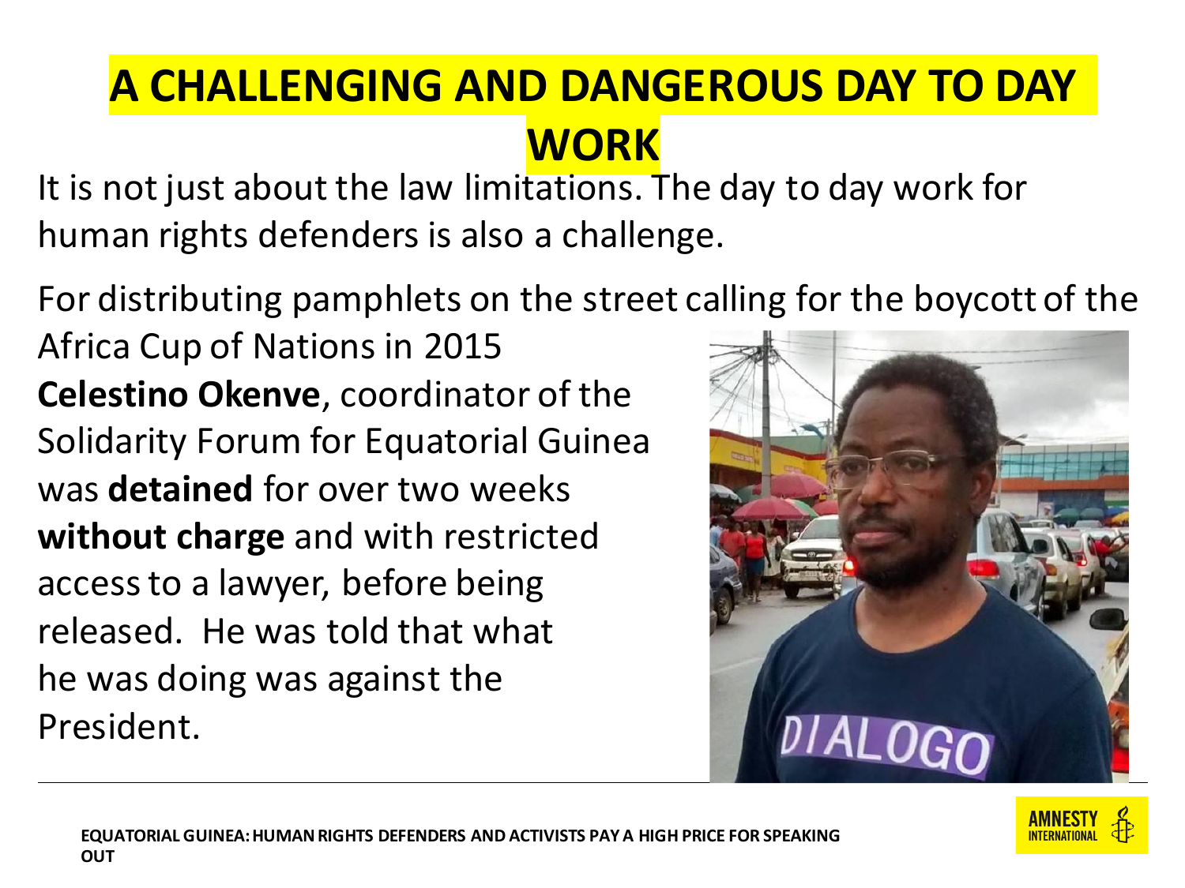# A CHALLENGING AND DANGEROUS DAY TO DAY WORK

It is not just about the law limitations. The day to day work for human rights defenders is also a challenge.

For distributing pamphlets on the street calling for the boycott of the Africa Cup of Nations in 2015 **Celestino Okenve**, coordinator of the Solidarity Forum for Equatorial Guinea was **detained** for over two weeks **without charge** and with restricted access to a lawyer, before being released. He was told that what he was doing was against the President.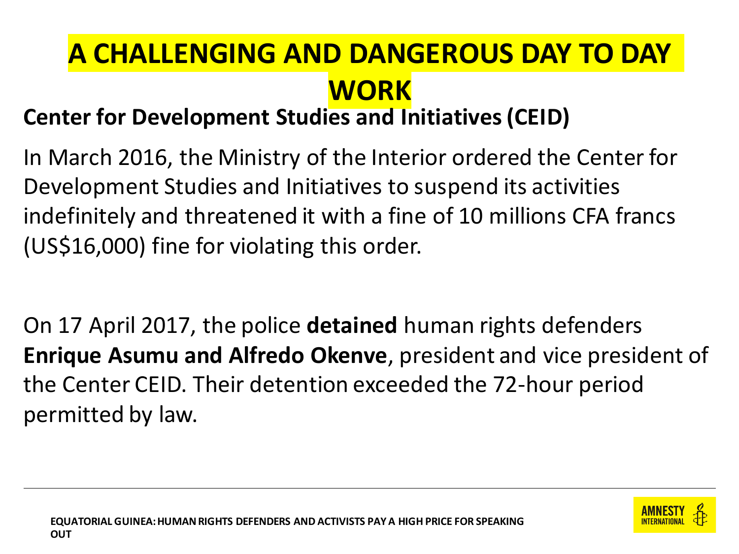# A CHALLENGING AND DANGEROUS DAY TO DAY WORK

**Center for Development Studies and Initiatives (CEID)**

In March 2016, the Ministry of the Interior ordered the Center for Development Studies and Initiatives to suspend its activities indefinitely and threatened it with a fine of 10 millions CFA francs (US$16,000) fine for violating this order.

On 17 April 2017, the police **detained** human rights defenders **Enrique Asumu and Alfredo Okenve**, president and vice president of the Center CEID. Their detention exceeded the 72-hour period permitted by law.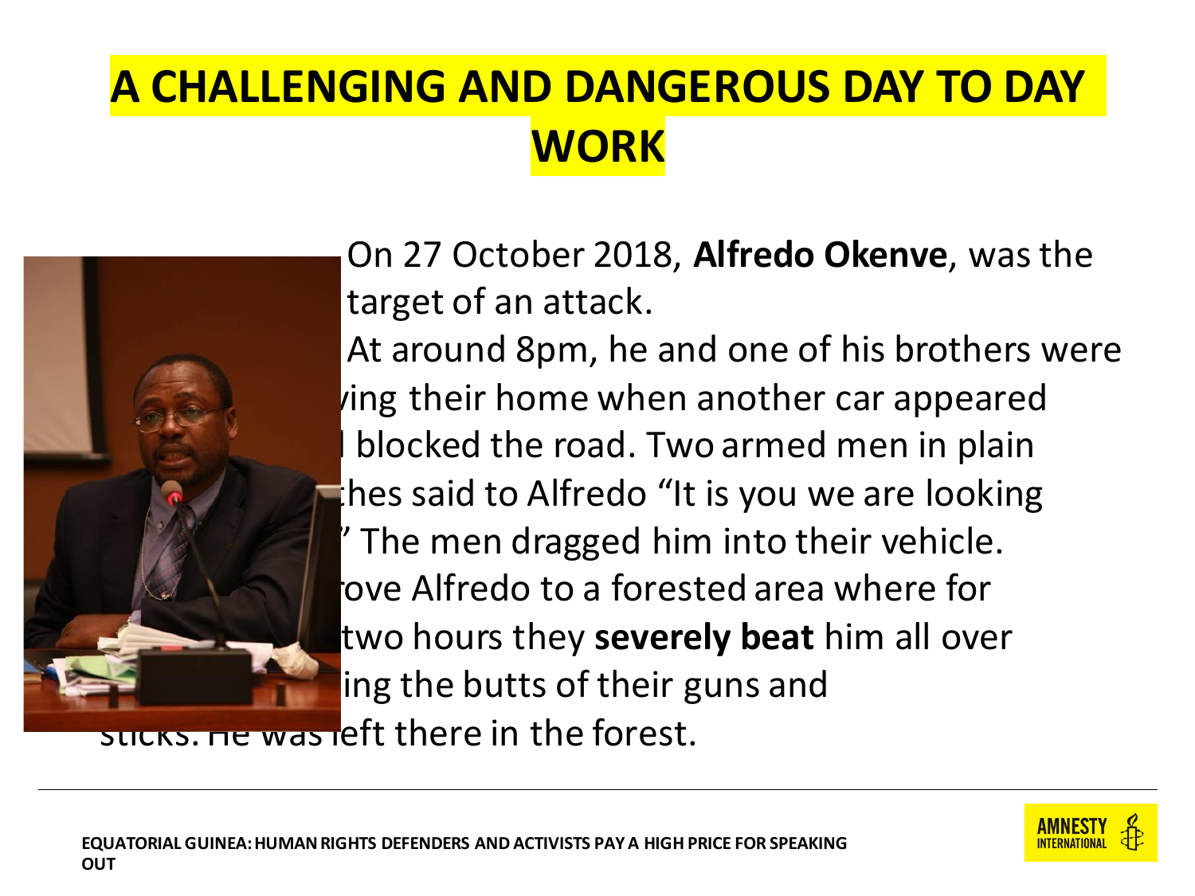# A CHALLENGING AND DANGEROUS DAY TO DAY WORK

On 27 October 2018, **Alfredo Okenve**, was the target of an attack.

At around 8pm, he and one of his brothers were ving their home when another car appeared l blocked the road. Two armed men in plain hes said to Alfredo "It is you we are looking ” The men dragged him into their vehicle. ove Alfredo to a forested area where for two hours they **severely beat** him all over ing the butts of their guns and sticks. He was left there in the forest.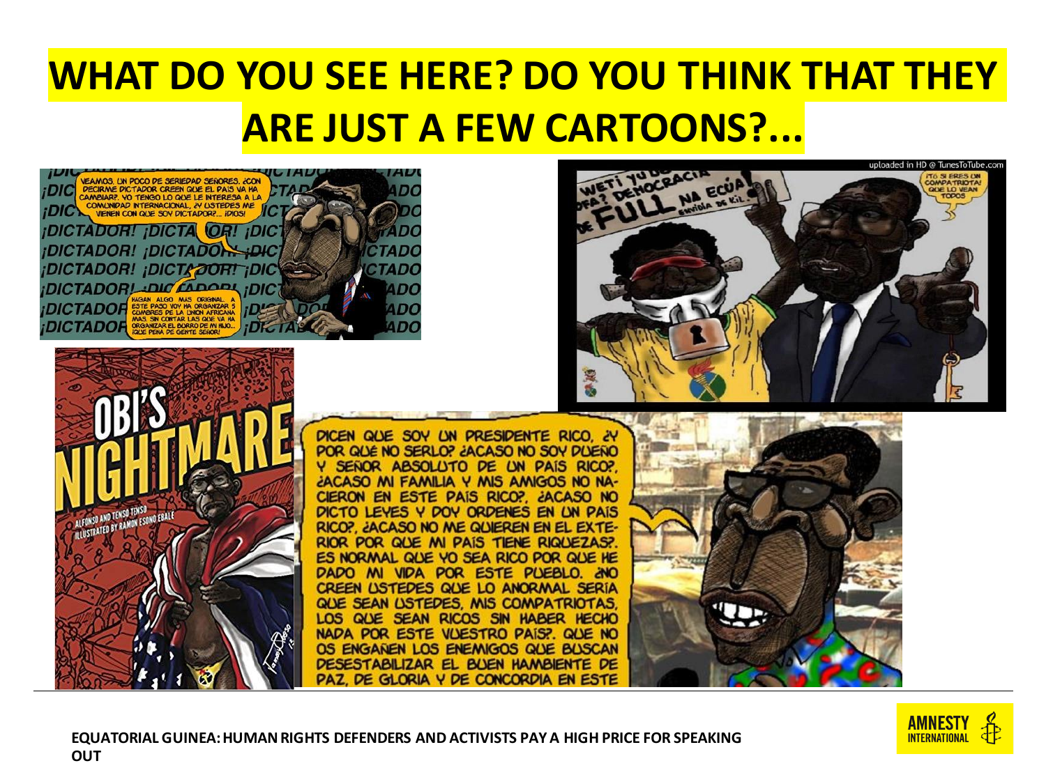# WHAT DO YOU SEE HERE? DO YOU THINK THAT THEY ARE JUST A FEW CARTOONS?...

¡DICTADOR! ¡DICTADOR! ¡DICTADOR! ¡DICTADOR! ¡DICTADOR! ¡DICTADOR! ¡DICTADOR!

VEAMOS, UN POCO DE SERIEDAD SEÑORES. ¿CON DECIRME DICTADOR CREEN QUE EL PAIS VA HA CAMBIAR?. YO TENGO LO QUE LE INTERESA A LA COMUNIDAD INTERNACIONAL, ¿Y USTEDES ME VIENEN CON QUE SOY DICTADOR?... ¡DIOS!

HAGAN ALGO MÁS ORIGINAL. A ESTE PASO VOY HA ORGANIZAR 5 CUMBRES DE LA UNION AFRICANA MAS, SIN CONTAR LAS QUE VA HA ORGANIZAR EL BORRO DE MI HIJO... ¡QUE PENA DE GENTE SEÑOR!

uploaded in HD @ TunesToTube.com

WETI YU DEFA? DEMOCRACIA DE FULL NA ECÚA! ENVIDIA DE KIL.

¡TÓ SI ERES UN COMPATRIOTA! QUE LO VEAN TODOS

OBI'S NIGHTMARE

ALFONSO AND TENSO TENSO
ILLUSTRATED BY RAMON ESONO EBALE

DICEN QUE SOY UN PRESIDENTE RICO, ¿Y POR QUÉ NO SERLO? ¿ACASO NO SOY DUEÑO Y SEÑOR ABSOLUTO DE UN PAÍS RICO?, ¿ACASO MI FAMILIA Y MIS AMIGOS NO NACIERON EN ESTE PAÍS RICO?, ¿ACASO NO DICTO LEYES Y DOY ORDENES EN UN PAÍS RICO?, ¿ACASO NO ME QUIEREN EN EL EXTERIOR POR QUE MI PAÍS TIENE RIQUEZAS?. ES NORMAL QUE YO SEA RICO POR QUE HE DADO MI VIDA POR ESTE PUEBLO. ¿NO CREEN USTEDES QUE LO ANORMAL SERÍA QUE SEAN USTEDES, MIS COMPATRIOTAS, LOS QUE SEAN RICOS SIN HABER HECHO NADA POR ESTE VUESTRO PAÍS?. QUE NO OS ENGAÑEN LOS ENEMIGOS QUE BUSCAN DESESTABILIZAR EL BUEN HAMBIENTE DE PAZ, DE GLORIA Y DE CONCORDIA EN ESTE

**EQUATORIAL GUINEA: HUMAN RIGHTS DEFENDERS AND ACTIVISTS PAY A HIGH PRICE FOR SPEAKING OUT**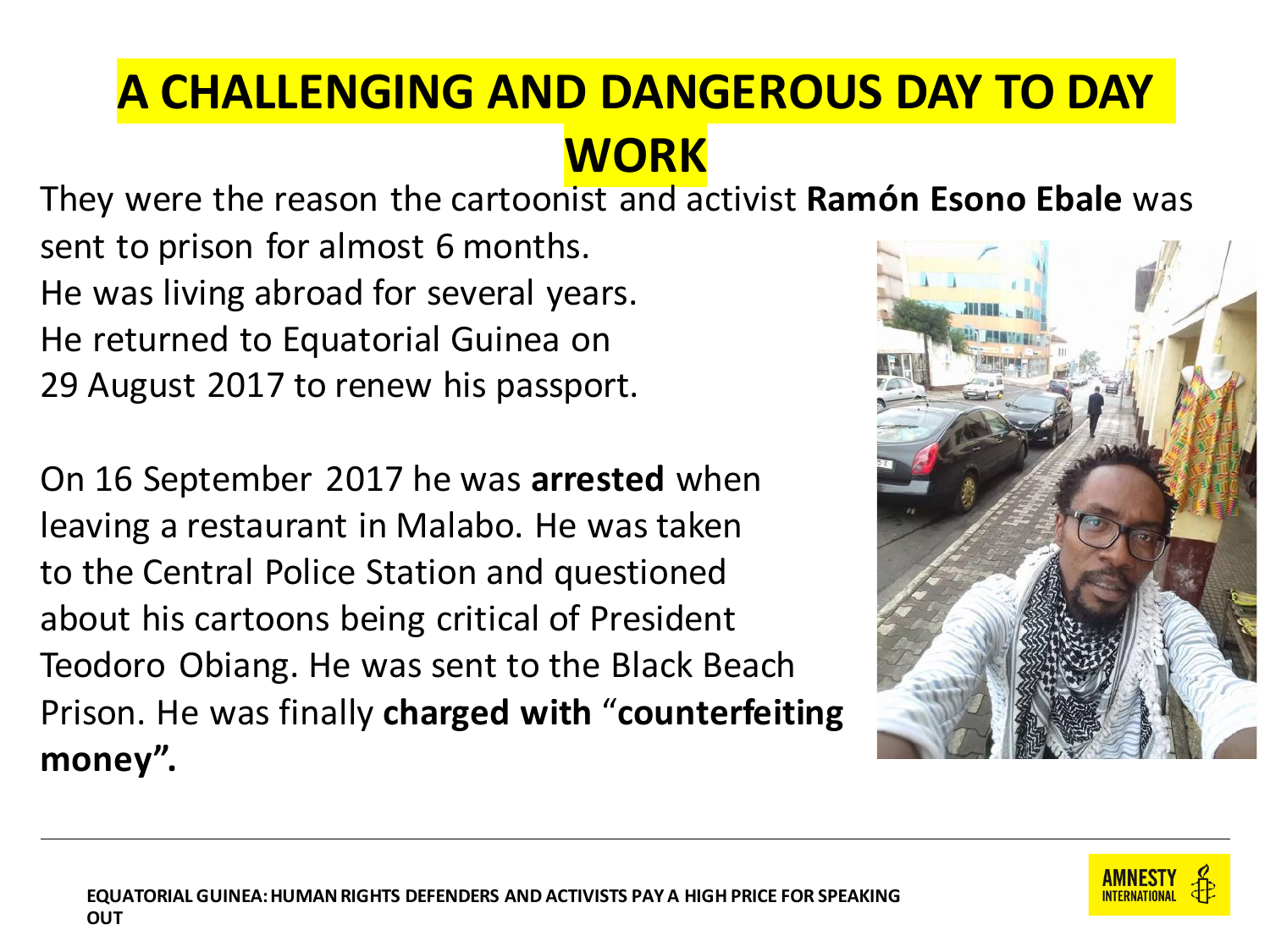# A CHALLENGING AND DANGEROUS DAY TO DAY WORK

They were the reason the cartoonist and activist **Ramón Esono Ebale** was sent to prison for almost 6 months.
He was living abroad for several years.
He returned to Equatorial Guinea on 29 August 2017 to renew his passport.

On 16 September 2017 he was **arrested** when leaving a restaurant in Malabo. He was taken to the Central Police Station and questioned about his cartoons being critical of President Teodoro Obiang. He was sent to the Black Beach Prison. He was finally **charged with** "**counterfeiting money".**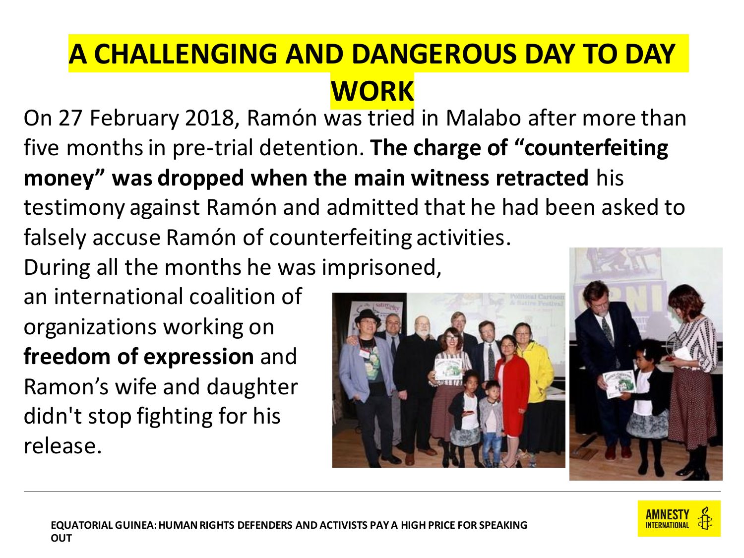# A CHALLENGING AND DANGEROUS DAY TO DAY WORK

On 27 February 2018, Ramón was tried in Malabo after more than five months in pre-trial detention. **The charge of "counterfeiting money" was dropped when the main witness retracted** his testimony against Ramón and admitted that he had been asked to falsely accuse Ramón of counterfeiting activities.

During all the months he was imprisoned, an international coalition of organizations working on **freedom of expression** and Ramon's wife and daughter didn't stop fighting for his release.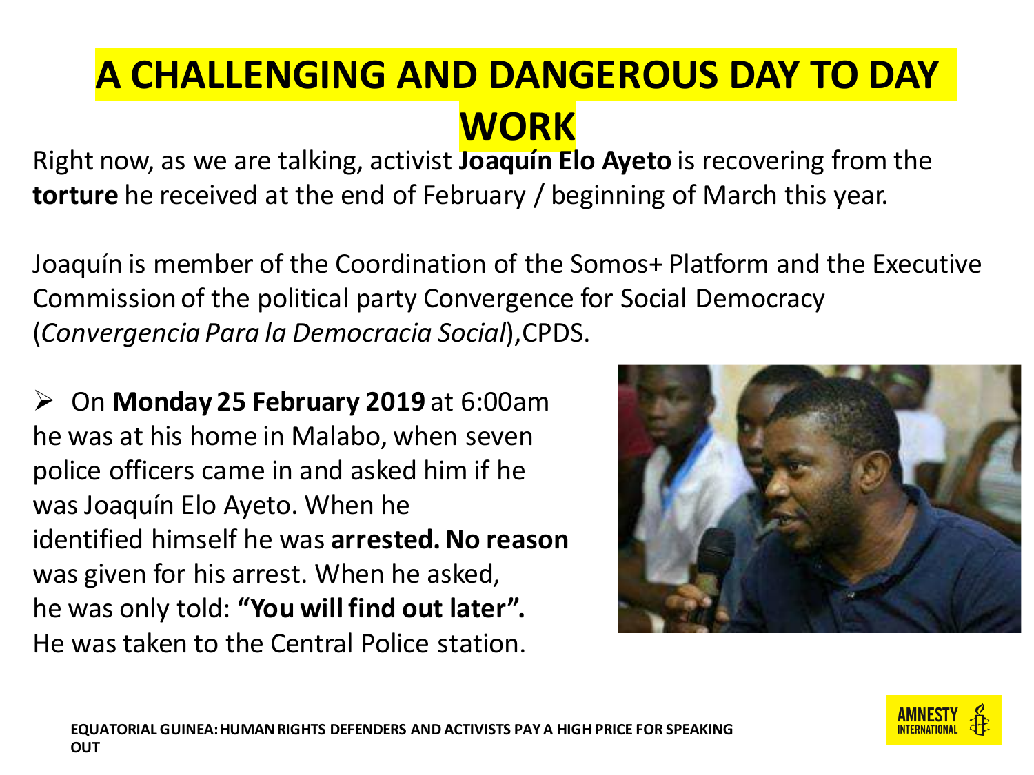# A CHALLENGING AND DANGEROUS DAY TO DAY WORK

Right now, as we are talking, activist **Joaquín Elo Ayeto** is recovering from the **torture** he received at the end of February / beginning of March this year.

Joaquín is member of the Coordination of the Somos+ Platform and the Executive Commission of the political party Convergence for Social Democracy (*Convergencia Para la Democracia Social*),CPDS.

- On **Monday 25 February 2019** at 6:00am he was at his home in Malabo, when seven police officers came in and asked him if he was Joaquín Elo Ayeto. When he identified himself he was **arrested. No reason** was given for his arrest. When he asked, he was only told: **"You will find out later".** He was taken to the Central Police station.

EQUATORIAL GUINEA: HUMAN RIGHTS DEFENDERS AND ACTIVISTS PAY A HIGH PRICE FOR SPEAKING OUT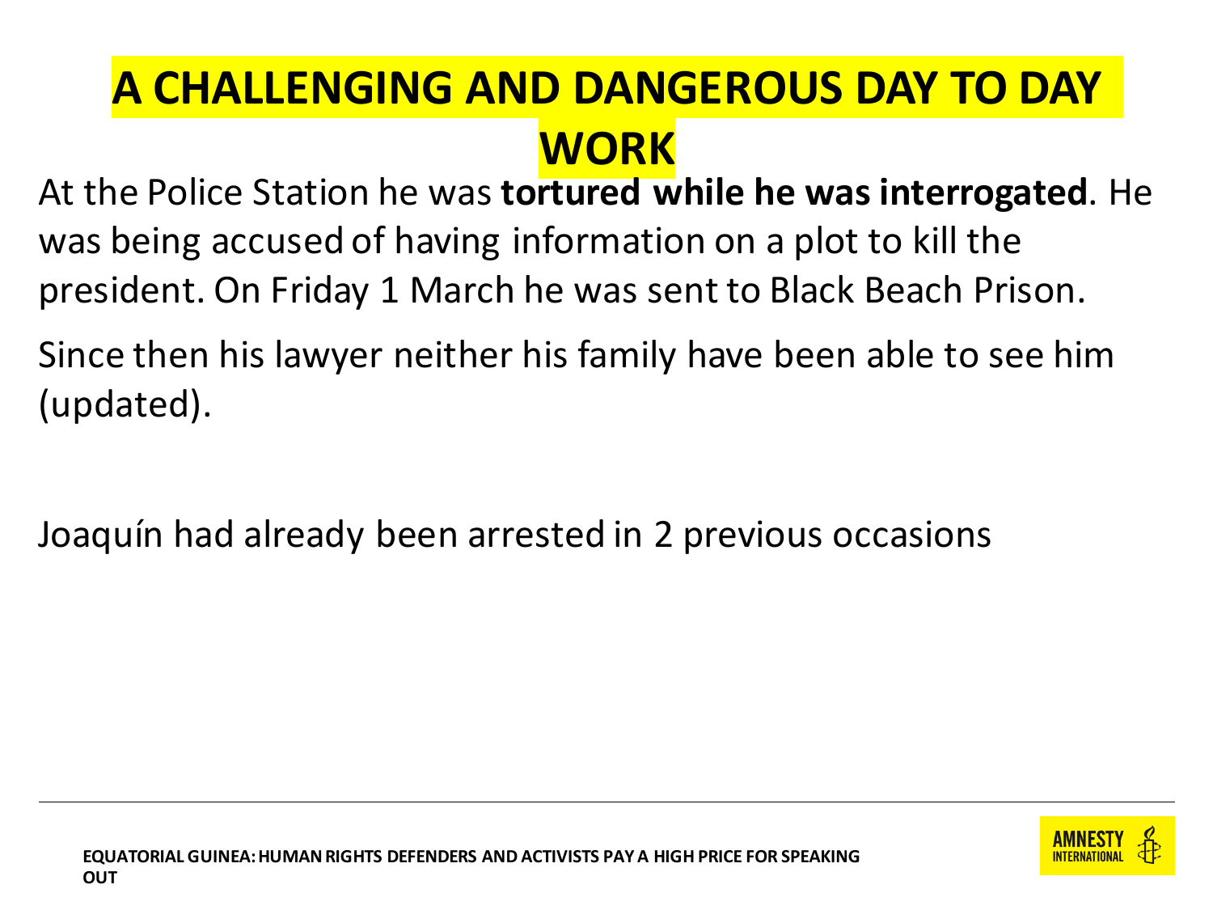# A CHALLENGING AND DANGEROUS DAY TO DAY WORK

At the Police Station he was **tortured while he was interrogated**. He was being accused of having information on a plot to kill the president. On Friday 1 March he was sent to Black Beach Prison.

Since then his lawyer neither his family have been able to see him (updated).

Joaquín had already been arrested in 2 previous occasions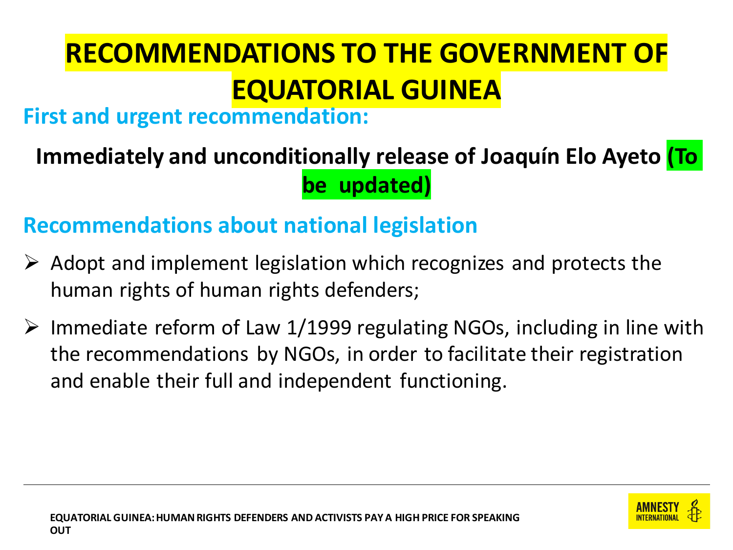# RECOMMENDATIONS TO THE GOVERNMENT OF EQUATORIAL GUINEA

## First and urgent recommendation:

**Immediately and unconditionally release of Joaquín Elo Ayeto (To be updated)**

## Recommendations about national legislation

- Adopt and implement legislation which recognizes and protects the human rights of human rights defenders;
- Immediate reform of Law 1/1999 regulating NGOs, including in line with the recommendations by NGOs, in order to facilitate their registration and enable their full and independent functioning.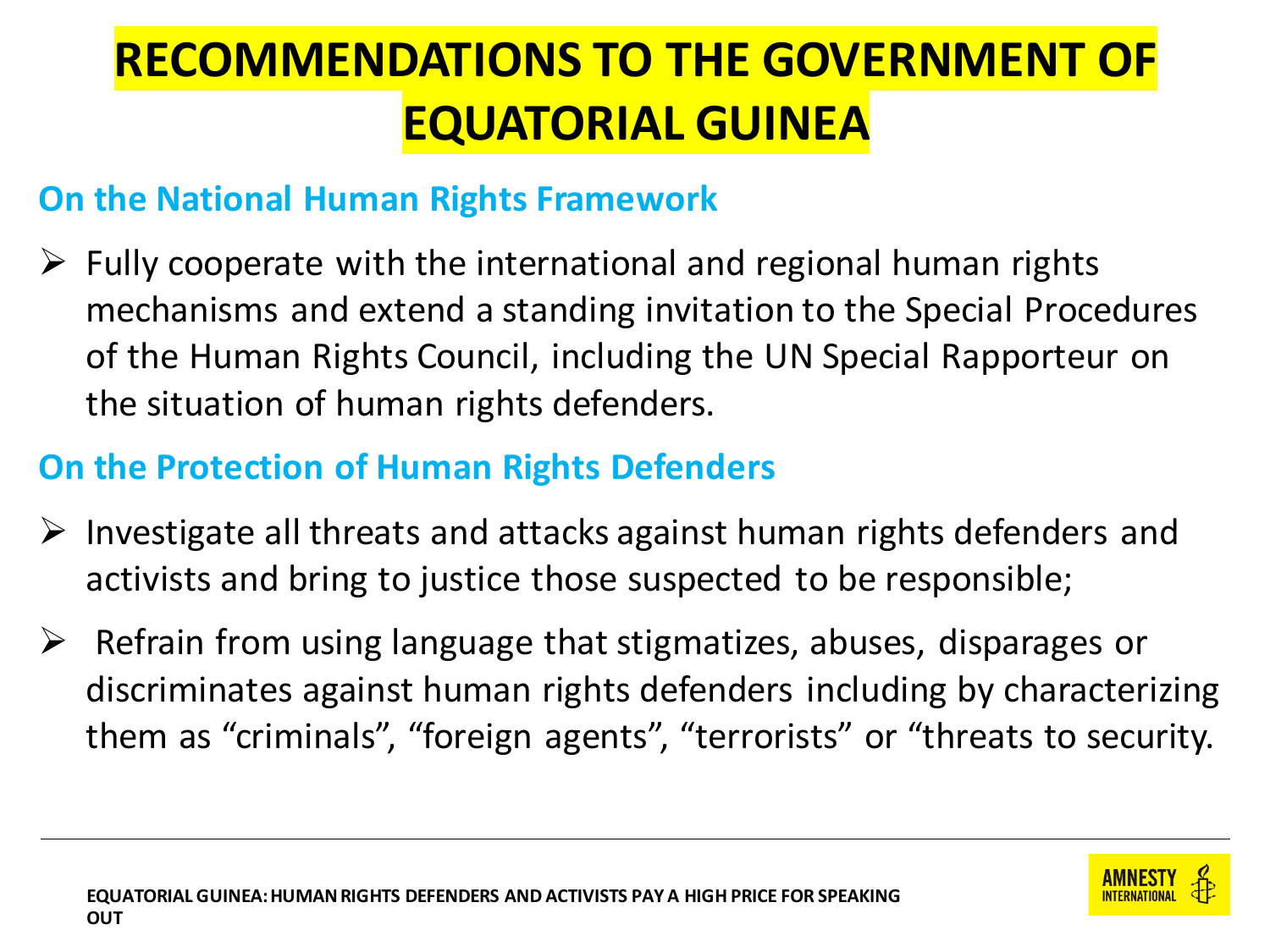# RECOMMENDATIONS TO THE GOVERNMENT OF EQUATORIAL GUINEA

## On the National Human Rights Framework

- Fully cooperate with the international and regional human rights mechanisms and extend a standing invitation to the Special Procedures of the Human Rights Council, including the UN Special Rapporteur on the situation of human rights defenders.

## On the Protection of Human Rights Defenders

- Investigate all threats and attacks against human rights defenders and activists and bring to justice those suspected to be responsible;
- Refrain from using language that stigmatizes, abuses, disparages or discriminates against human rights defenders including by characterizing them as “criminals”, “foreign agents”, “terrorists” or “threats to security.